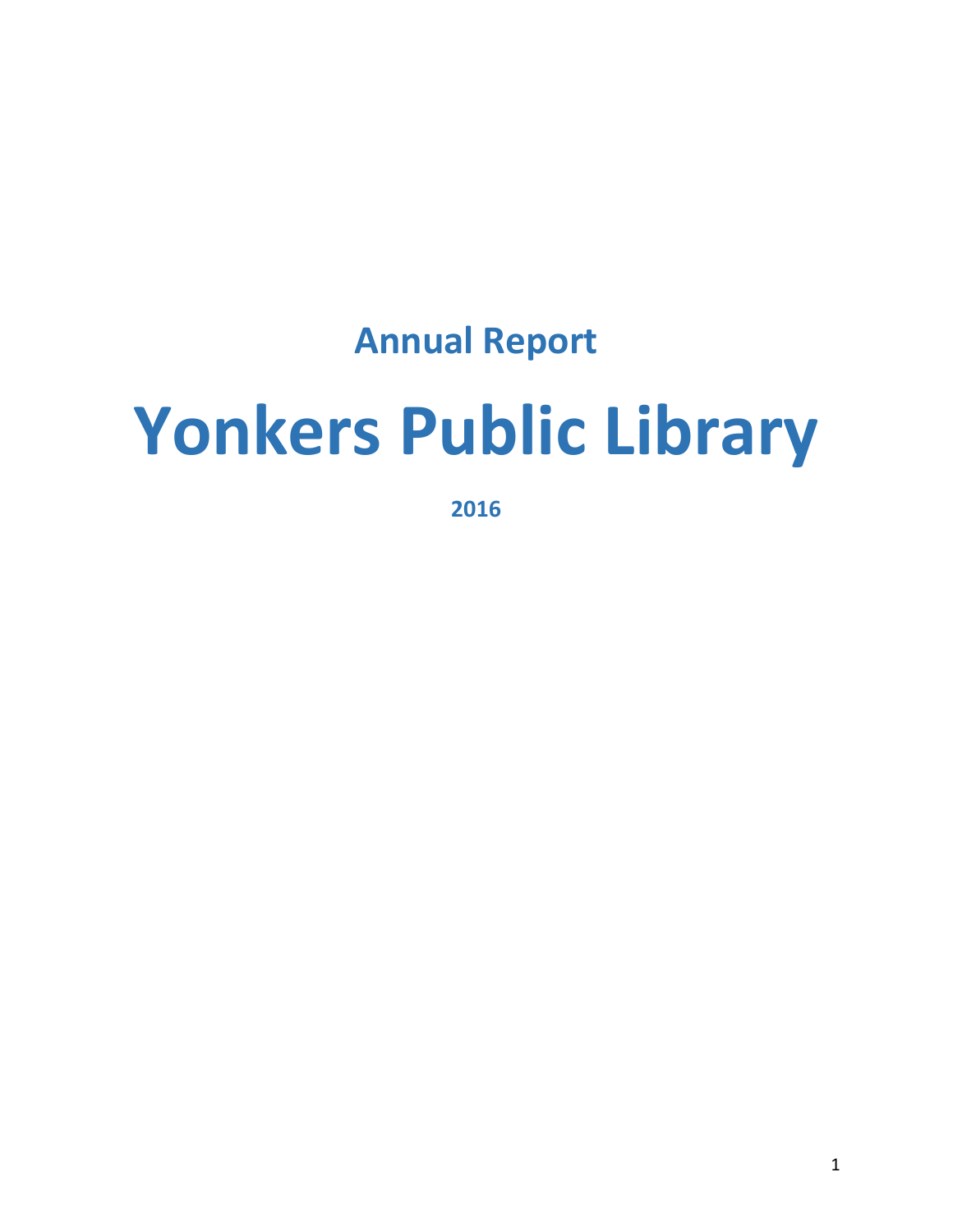## Annual Report

# Yonkers Public Library

**2016**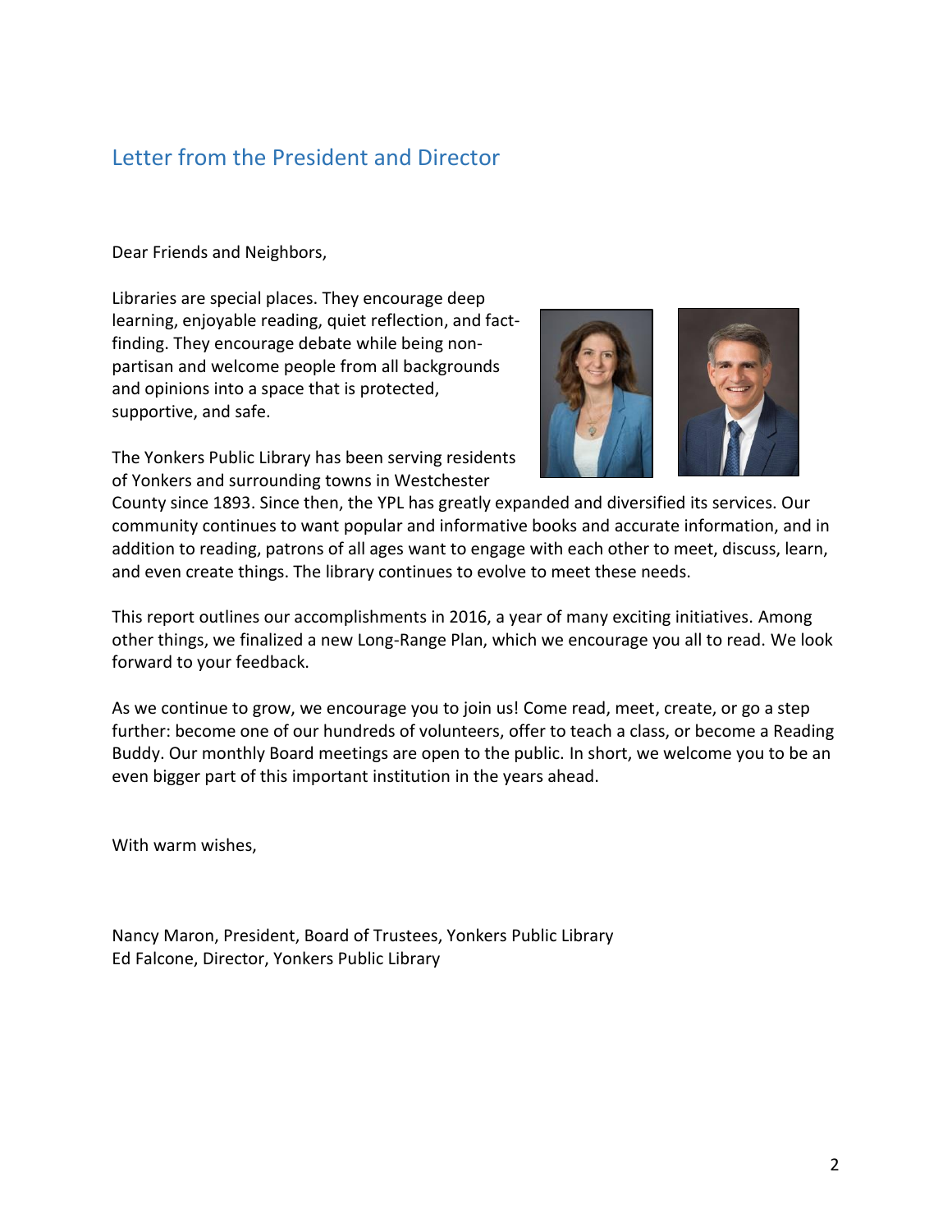## Letter from the President and Director

Dear Friends and Neighbors,

Libraries are special places. They encourage deep learning, enjoyable reading, quiet reflection, and fact-finding. They encourage debate while being non-partisan and welcome people from all backgrounds and opinions into a space that is protected, supportive, and safe.

The Yonkers Public Library has been serving residents of Yonkers and surrounding towns in Westchester County since 1893. Since then, the YPL has greatly expanded and diversified its services. Our community continues to want popular and informative books and accurate information, and in addition to reading, patrons of all ages want to engage with each other to meet, discuss, learn, and even create things. The library continues to evolve to meet these needs.

This report outlines our accomplishments in 2016, a year of many exciting initiatives. Among other things, we finalized a new Long-Range Plan, which we encourage you all to read. We look forward to your feedback.

As we continue to grow, we encourage you to join us! Come read, meet, create, or go a step further: become one of our hundreds of volunteers, offer to teach a class, or become a Reading Buddy. Our monthly Board meetings are open to the public. In short, we welcome you to be an even bigger part of this important institution in the years ahead.

With warm wishes,

Nancy Maron, President, Board of Trustees, Yonkers Public Library
Ed Falcone, Director, Yonkers Public Library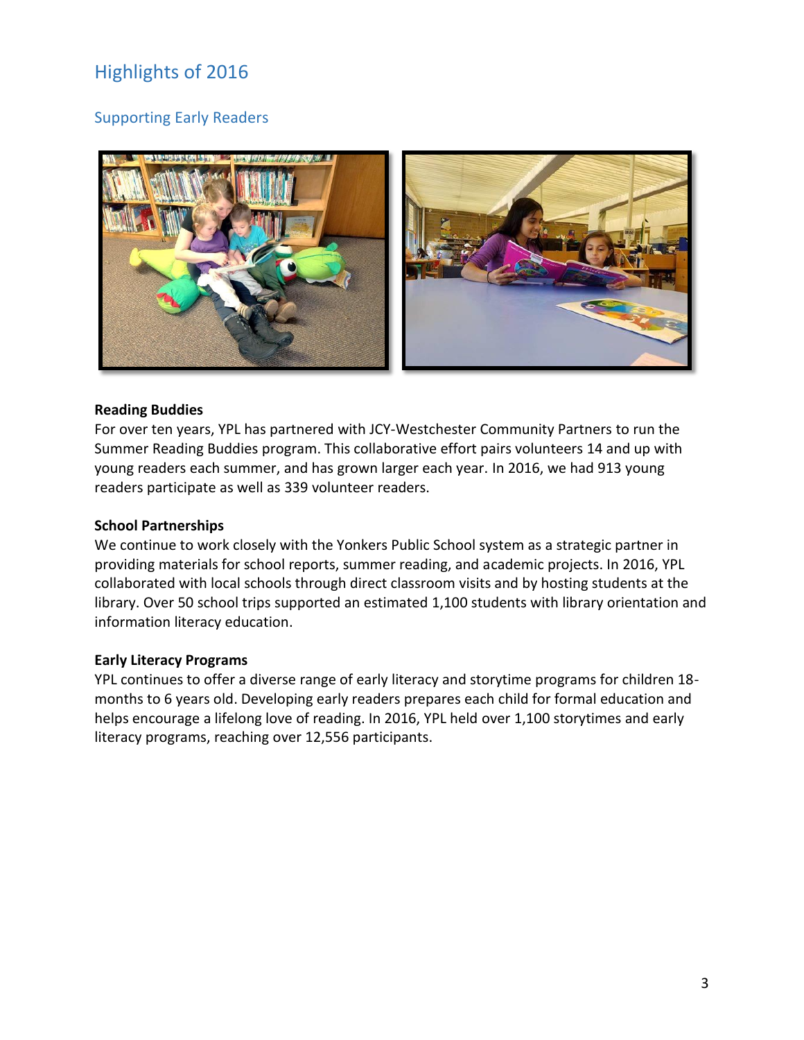# Highlights of 2016

## Supporting Early Readers

**Reading Buddies**
For over ten years, YPL has partnered with JCY-Westchester Community Partners to run the Summer Reading Buddies program. This collaborative effort pairs volunteers 14 and up with young readers each summer, and has grown larger each year. In 2016, we had 913 young readers participate as well as 339 volunteer readers.

**School Partnerships**
We continue to work closely with the Yonkers Public School system as a strategic partner in providing materials for school reports, summer reading, and academic projects. In 2016, YPL collaborated with local schools through direct classroom visits and by hosting students at the library. Over 50 school trips supported an estimated 1,100 students with library orientation and information literacy education.

**Early Literacy Programs**
YPL continues to offer a diverse range of early literacy and storytime programs for children 18-months to 6 years old. Developing early readers prepares each child for formal education and helps encourage a lifelong love of reading. In 2016, YPL held over 1,100 storytimes and early literacy programs, reaching over 12,556 participants.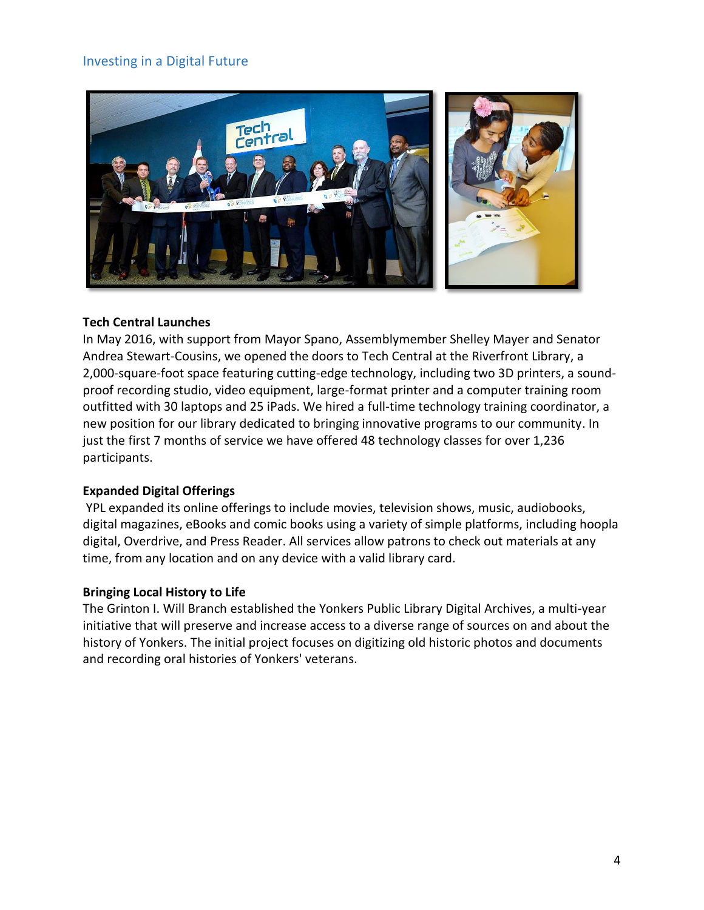## Investing in a Digital Future

**Tech Central Launches**

In May 2016, with support from Mayor Spano, Assemblymember Shelley Mayer and Senator Andrea Stewart-Cousins, we opened the doors to Tech Central at the Riverfront Library, a 2,000-square-foot space featuring cutting-edge technology, including two 3D printers, a sound-proof recording studio, video equipment, large-format printer and a computer training room outfitted with 30 laptops and 25 iPads. We hired a full-time technology training coordinator, a new position for our library dedicated to bringing innovative programs to our community. In just the first 7 months of service we have offered 48 technology classes for over 1,236 participants.

**Expanded Digital Offerings**

YPL expanded its online offerings to include movies, television shows, music, audiobooks, digital magazines, eBooks and comic books using a variety of simple platforms, including hoopla digital, Overdrive, and Press Reader. All services allow patrons to check out materials at any time, from any location and on any device with a valid library card.

**Bringing Local History to Life**

The Grinton I. Will Branch established the Yonkers Public Library Digital Archives, a multi-year initiative that will preserve and increase access to a diverse range of sources on and about the history of Yonkers. The initial project focuses on digitizing old historic photos and documents and recording oral histories of Yonkers' veterans.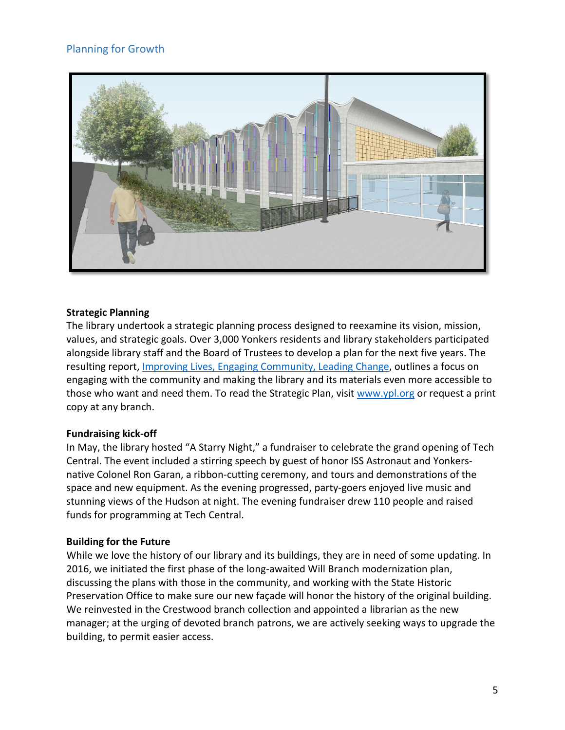## Planning for Growth

**Strategic Planning**

The library undertook a strategic planning process designed to reexamine its vision, mission, values, and strategic goals. Over 3,000 Yonkers residents and library stakeholders participated alongside library staff and the Board of Trustees to develop a plan for the next five years. The resulting report, Improving Lives, Engaging Community, Leading Change, outlines a focus on engaging with the community and making the library and its materials even more accessible to those who want and need them. To read the Strategic Plan, visit www.ypl.org or request a print copy at any branch.

**Fundraising kick-off**

In May, the library hosted "A Starry Night," a fundraiser to celebrate the grand opening of Tech Central. The event included a stirring speech by guest of honor ISS Astronaut and Yonkers-native Colonel Ron Garan, a ribbon-cutting ceremony, and tours and demonstrations of the space and new equipment. As the evening progressed, party-goers enjoyed live music and stunning views of the Hudson at night. The evening fundraiser drew 110 people and raised funds for programming at Tech Central.

**Building for the Future**

While we love the history of our library and its buildings, they are in need of some updating. In 2016, we initiated the first phase of the long-awaited Will Branch modernization plan, discussing the plans with those in the community, and working with the State Historic Preservation Office to make sure our new façade will honor the history of the original building. We reinvested in the Crestwood branch collection and appointed a librarian as the new manager; at the urging of devoted branch patrons, we are actively seeking ways to upgrade the building, to permit easier access.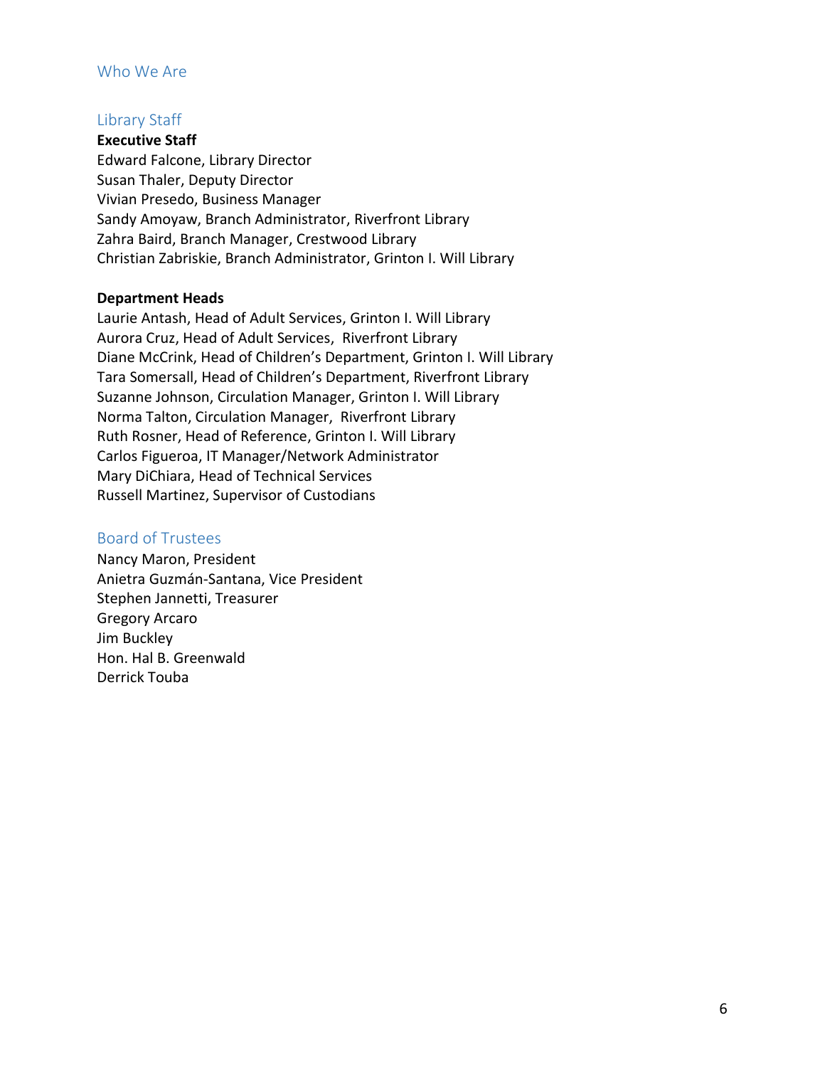# Who We Are

## Library Staff

**Executive Staff**

Edward Falcone, Library Director
Susan Thaler, Deputy Director
Vivian Presedo, Business Manager
Sandy Amoyaw, Branch Administrator, Riverfront Library
Zahra Baird, Branch Manager, Crestwood Library
Christian Zabriskie, Branch Administrator, Grinton I. Will Library

**Department Heads**

Laurie Antash, Head of Adult Services, Grinton I. Will Library
Aurora Cruz, Head of Adult Services, Riverfront Library
Diane McCrink, Head of Children's Department, Grinton I. Will Library
Tara Somersall, Head of Children's Department, Riverfront Library
Suzanne Johnson, Circulation Manager, Grinton I. Will Library
Norma Talton, Circulation Manager, Riverfront Library
Ruth Rosner, Head of Reference, Grinton I. Will Library
Carlos Figueroa, IT Manager/Network Administrator
Mary DiChiara, Head of Technical Services
Russell Martinez, Supervisor of Custodians

## Board of Trustees

Nancy Maron, President
Anietra Guzmán-Santana, Vice President
Stephen Jannetti, Treasurer
Gregory Arcaro
Jim Buckley
Hon. Hal B. Greenwald
Derrick Touba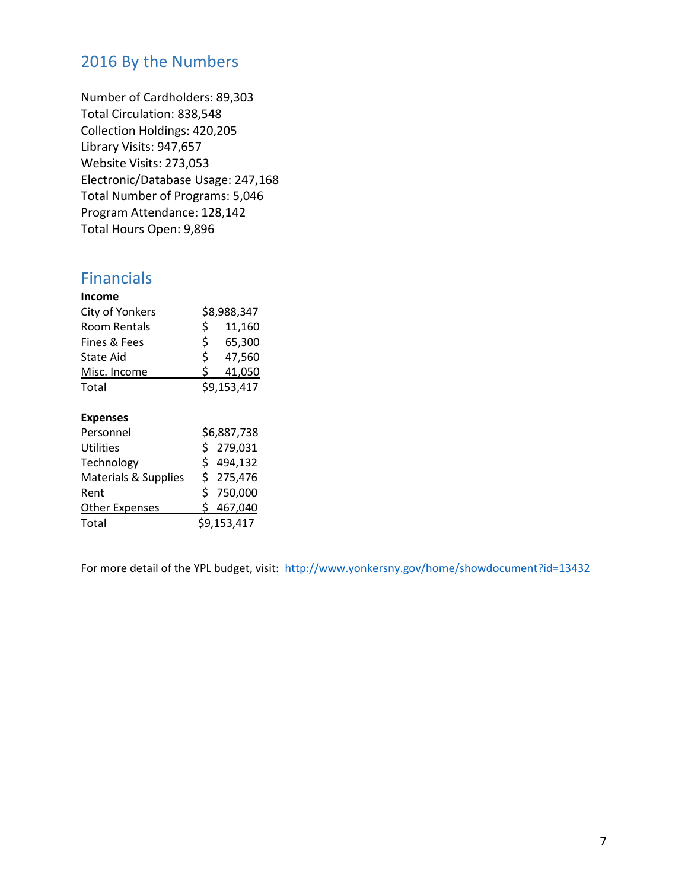## 2016 By the Numbers

Number of Cardholders: 89,303
Total Circulation: 838,548
Collection Holdings: 420,205
Library Visits: 947,657
Website Visits: 273,053
Electronic/Database Usage: 247,168
Total Number of Programs: 5,046
Program Attendance: 128,142
Total Hours Open: 9,896

## Financials

| **Income** | |
|---|---|
| City of Yonkers | $8,988,347 |
| Room Rentals | $ 11,160 |
| Fines & Fees | $ 65,300 |
| State Aid | $ 47,560 |
| Misc. Income | $ 41,050 |
| Total | $9,153,417 |

| **Expenses** | |
|---|---|
| Personnel | $6,887,738 |
| Utilities | $ 279,031 |
| Technology | $ 494,132 |
| Materials & Supplies | $ 275,476 |
| Rent | $ 750,000 |
| Other Expenses | $ 467,040 |
| Total | $9,153,417 |

For more detail of the YPL budget, visit: http://www.yonkersny.gov/home/showdocument?id=13432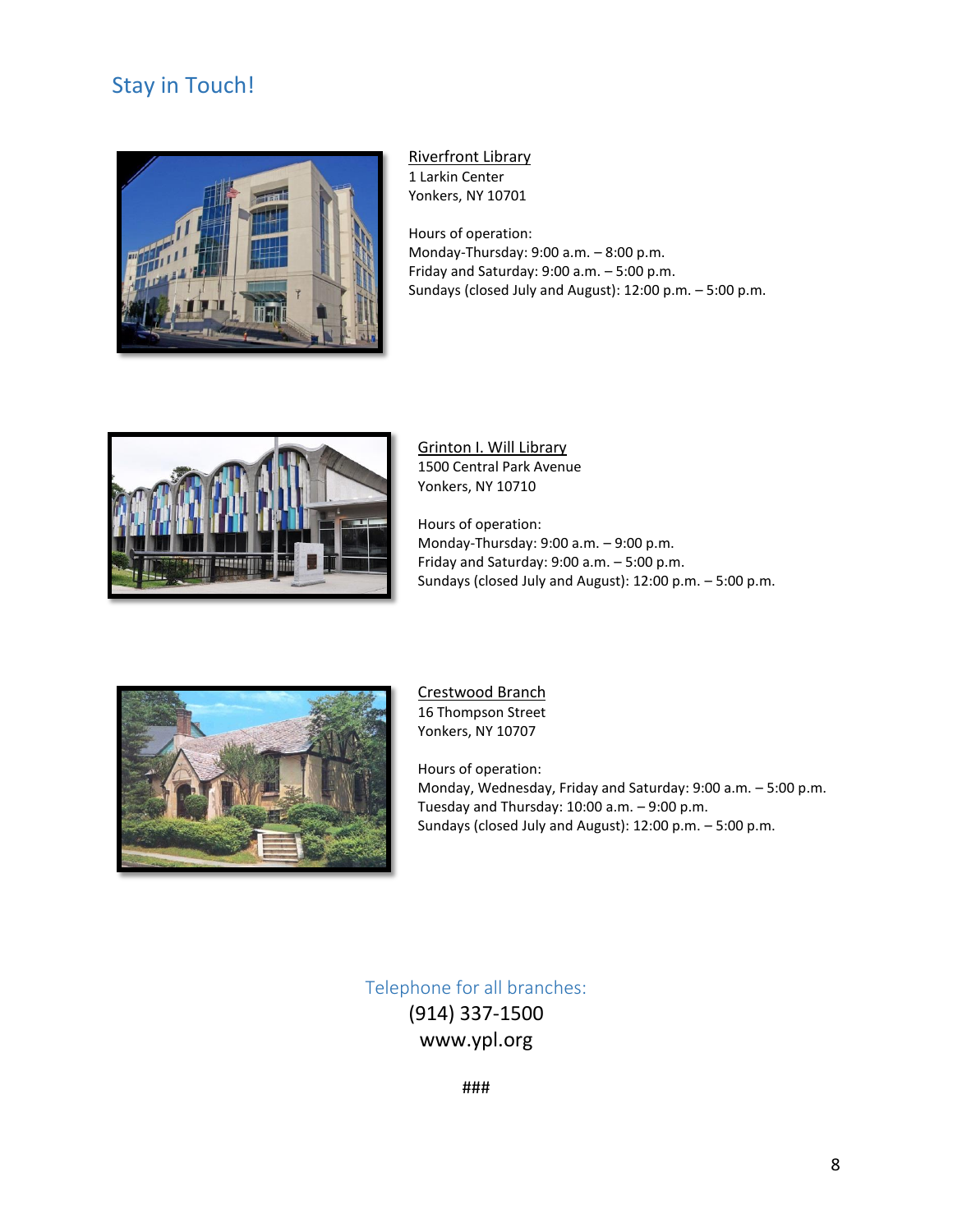## Stay in Touch!

<u>Riverfront Library</u>
1 Larkin Center
Yonkers, NY 10701

Hours of operation:
Monday-Thursday: 9:00 a.m. – 8:00 p.m.
Friday and Saturday: 9:00 a.m. – 5:00 p.m.
Sundays (closed July and August): 12:00 p.m. – 5:00 p.m.

<u>Grinton I. Will Library</u>
1500 Central Park Avenue
Yonkers, NY 10710

Hours of operation:
Monday-Thursday: 9:00 a.m. – 9:00 p.m.
Friday and Saturday: 9:00 a.m. – 5:00 p.m.
Sundays (closed July and August): 12:00 p.m. – 5:00 p.m.

<u>Crestwood Branch</u>
16 Thompson Street
Yonkers, NY 10707

Hours of operation:
Monday, Wednesday, Friday and Saturday: 9:00 a.m. – 5:00 p.m.
Tuesday and Thursday: 10:00 a.m. – 9:00 p.m.
Sundays (closed July and August): 12:00 p.m. – 5:00 p.m.

Telephone for all branches:
(914) 337-1500
www.ypl.org

###